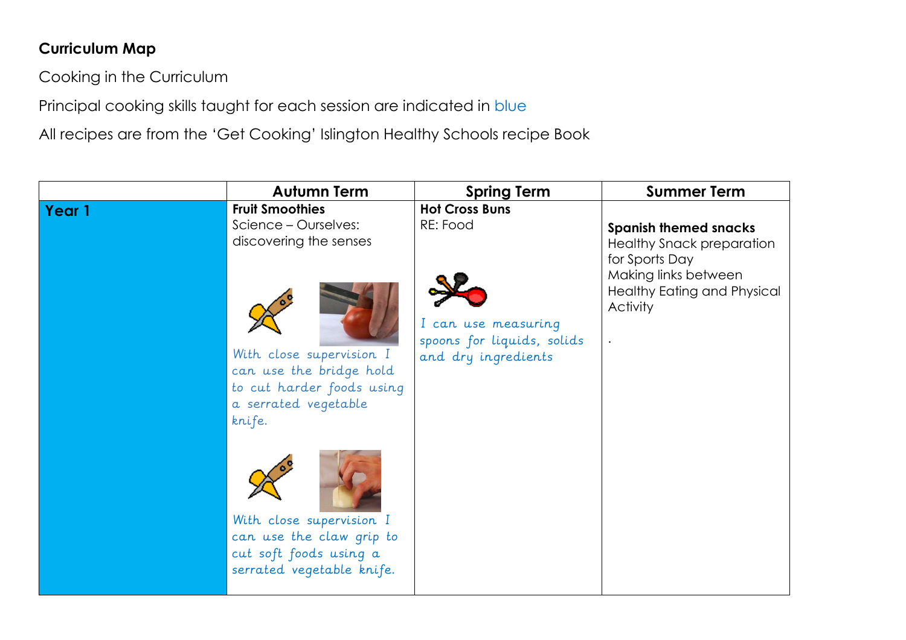**Curriculum Map**

Cooking in the Curriculum

Principal cooking skills taught for each session are indicated in blue

All recipes are from the 'Get Cooking' Islington Healthy Schools recipe Book

| | Autumn Term | Spring Term | Summer Term |
|---|---|---|---|
| **Year 1** | **Fruit Smoothies**<br>Science – Ourselves: discovering the senses<br>With close supervision I can use the bridge hold to cut harder foods using a serrated vegetable knife.<br>With close supervision I can use the claw grip to cut soft foods using a serrated vegetable knife. | **Hot Cross Buns**<br>RE: Food<br>I can use measuring spoons for liquids, solids and dry ingredients | **Spanish themed snacks**<br>Healthy Snack preparation for Sports Day<br>Making links between Healthy Eating and Physical Activity<br>. |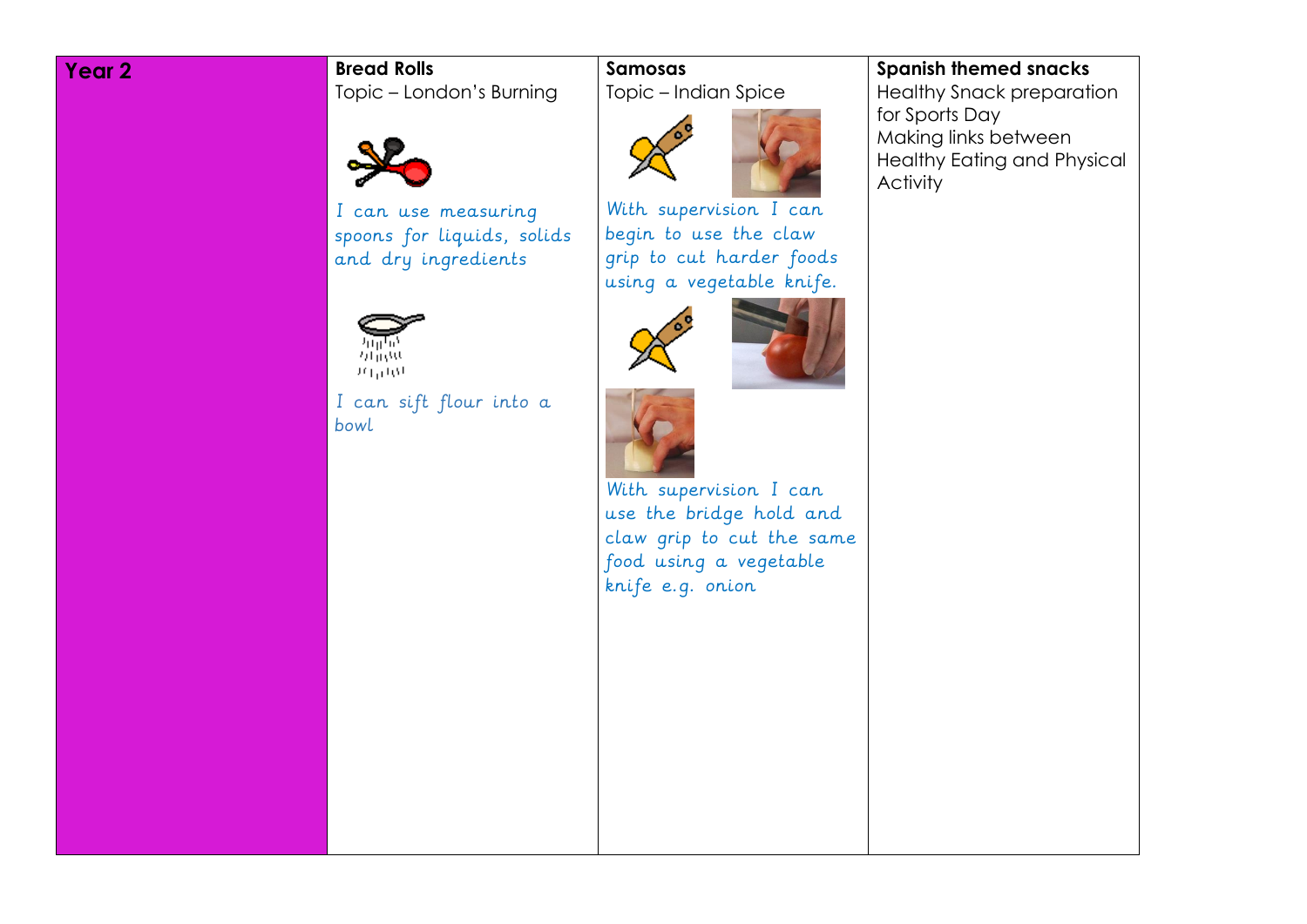| Year 2 | **Bread Rolls**<br>Topic – London's Burning<br><br>I can use measuring spoons for liquids, solids and dry ingredients<br><br>I can sift flour into a bowl | **Samosas**<br>Topic – Indian Spice<br><br>With supervision I can begin to use the claw grip to cut harder foods using a vegetable knife.<br><br>With supervision I can use the bridge hold and claw grip to cut the same food using a vegetable knife e.g. onion | **Spanish themed snacks**<br>Healthy Snack preparation for Sports Day<br>Making links between Healthy Eating and Physical Activity |
|---|---|---|---|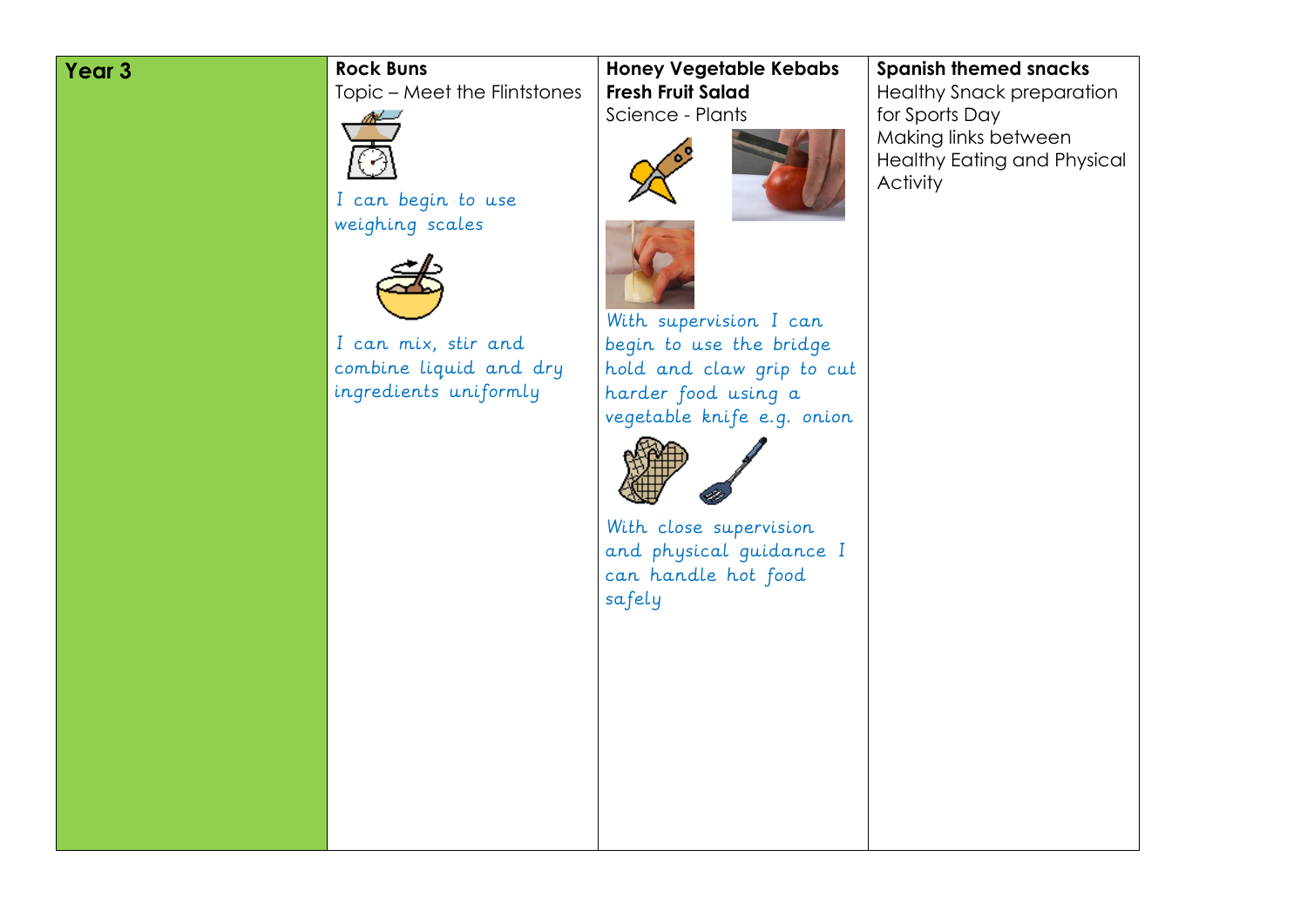| | | | |
|---|---|---|---|
| **Year 3** | **Rock Buns**<br>Topic – Meet the Flintstones<br>*I can begin to use weighing scales*<br>*I can mix, stir and combine liquid and dry ingredients uniformly* | **Honey Vegetable Kebabs**<br>**Fresh Fruit Salad**<br>Science - Plants<br>*With supervision I can begin to use the bridge hold and claw grip to cut harder food using a vegetable knife e.g. onion*<br>*With close supervision and physical guidance I can handle hot food safely* | **Spanish themed snacks**<br>Healthy Snack preparation for Sports Day<br>Making links between Healthy Eating and Physical Activity |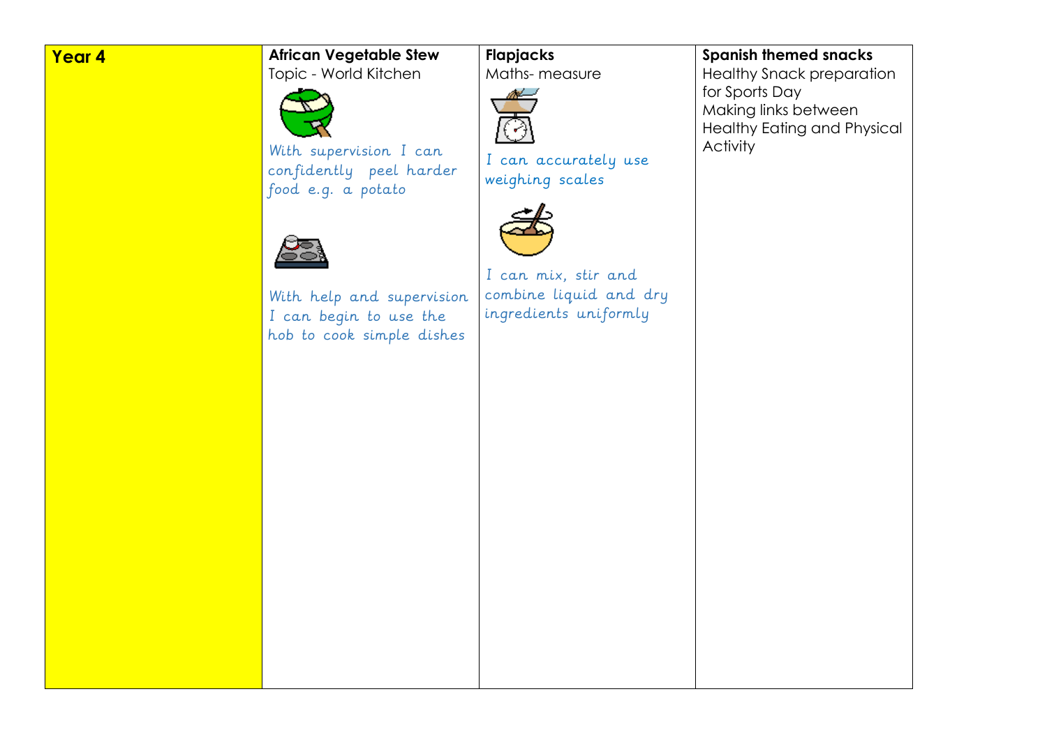| Year 4 | African Vegetable Stew | Flapjacks | Spanish themed snacks |
|---|---|---|---|
| | Topic - World Kitchen<br><br>With supervision I can confidently peel harder food e.g. a potato<br><br>With help and supervision I can begin to use the hob to cook simple dishes | Maths- measure<br><br>I can accurately use weighing scales<br><br>I can mix, stir and combine liquid and dry ingredients uniformly | Healthy Snack preparation for Sports Day<br>Making links between Healthy Eating and Physical Activity |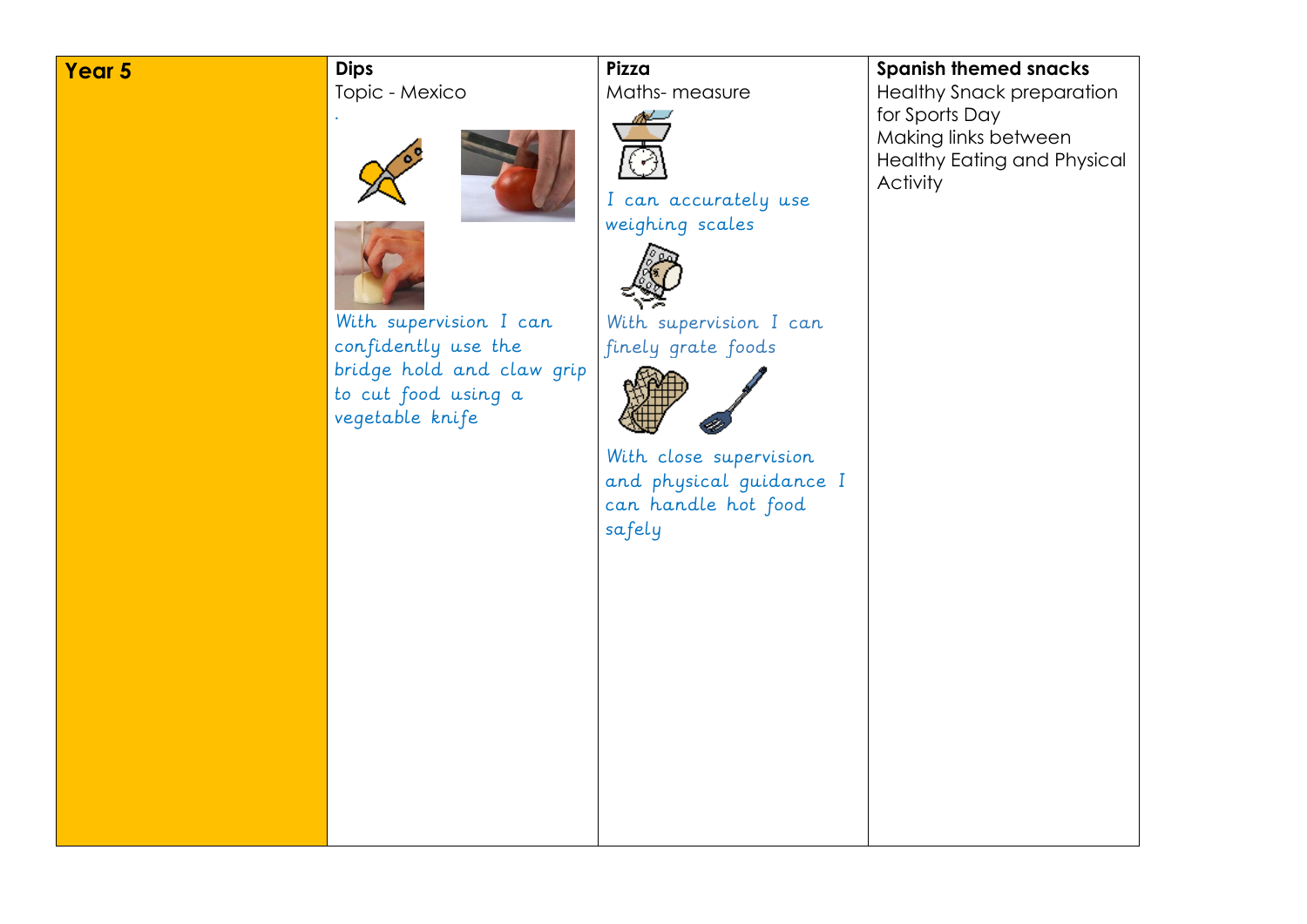| | | | |
|---|---|---|---|
| **Year 5** | **Dips**<br>Topic - Mexico<br>.<br>*With supervision I can confidently use the bridge hold and claw grip to cut food using a vegetable knife* | **Pizza**<br>Maths- measure<br>*I can accurately use weighing scales*<br>*With supervision I can finely grate foods*<br>*With close supervision and physical guidance I can handle hot food safely* | **Spanish themed snacks**<br>Healthy Snack preparation for Sports Day<br>Making links between Healthy Eating and Physical Activity |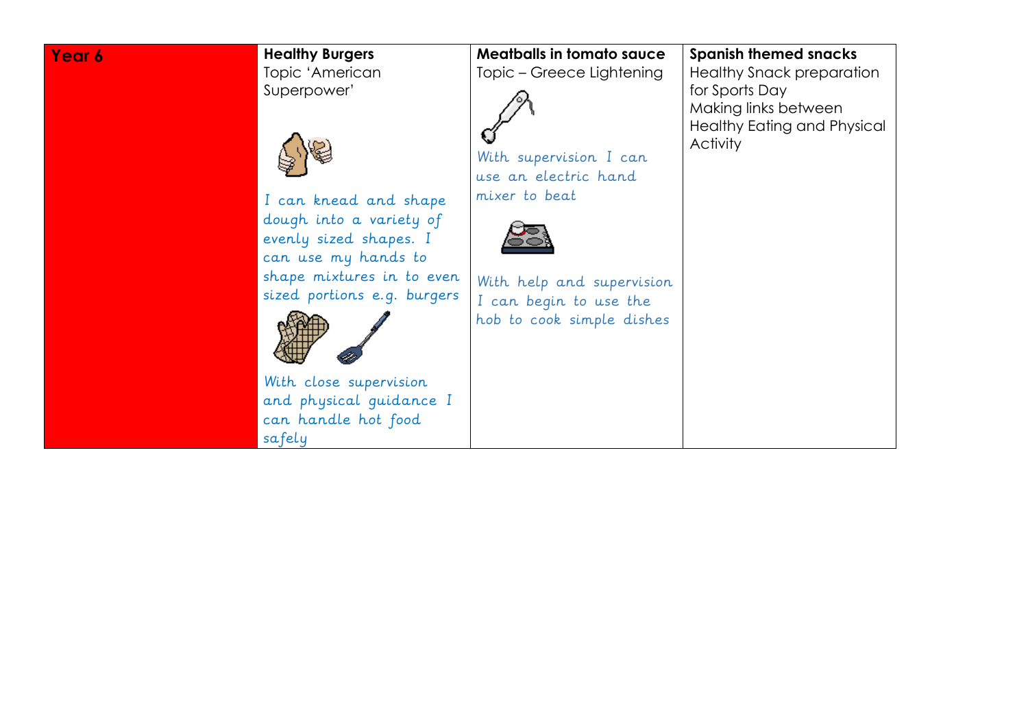| | | | |
|---|---|---|---|
| **Year 6** | **Healthy Burgers**<br>Topic 'American Superpower'<br><br>*I can knead and shape dough into a variety of evenly sized shapes. I can use my hands to shape mixtures in to even sized portions e.g. burgers*<br><br>*With close supervision and physical guidance I can handle hot food safely* | **Meatballs in tomato sauce**<br>Topic – Greece Lightening<br><br>*With supervision I can use an electric hand mixer to beat*<br><br>*With help and supervision I can begin to use the hob to cook simple dishes* | **Spanish themed snacks**<br>Healthy Snack preparation for Sports Day<br>Making links between Healthy Eating and Physical Activity |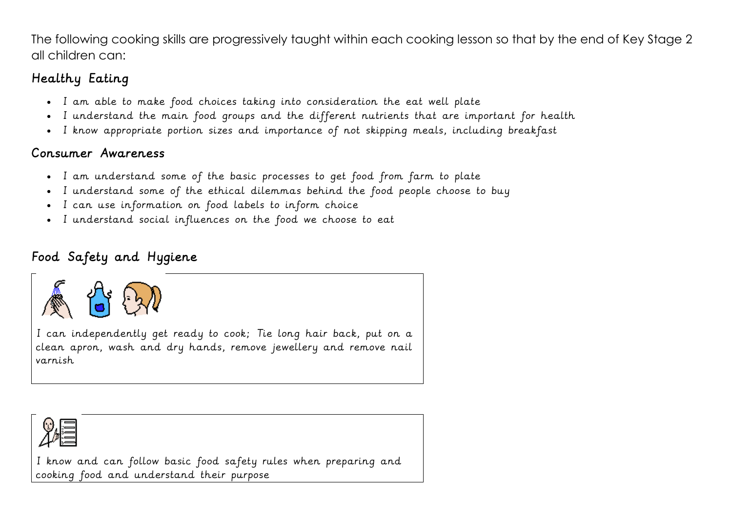The following cooking skills are progressively taught within each cooking lesson so that by the end of Key Stage 2 all children can:

## Healthy Eating

- I am able to make food choices taking into consideration the eat well plate
- I understand the main food groups and the different nutrients that are important for health
- I know appropriate portion sizes and importance of not skipping meals, including breakfast

## Consumer Awareness

- I am understand some of the basic processes to get food from farm to plate
- I understand some of the ethical dilemmas behind the food people choose to buy
- I can use information on food labels to inform choice
- I understand social influences on the food we choose to eat

## Food Safety and Hygiene

I can independently get ready to cook; Tie long hair back, put on a clean apron, wash and dry hands, remove jewellery and remove nail varnish

I know and can follow basic food safety rules when preparing and cooking food and understand their purpose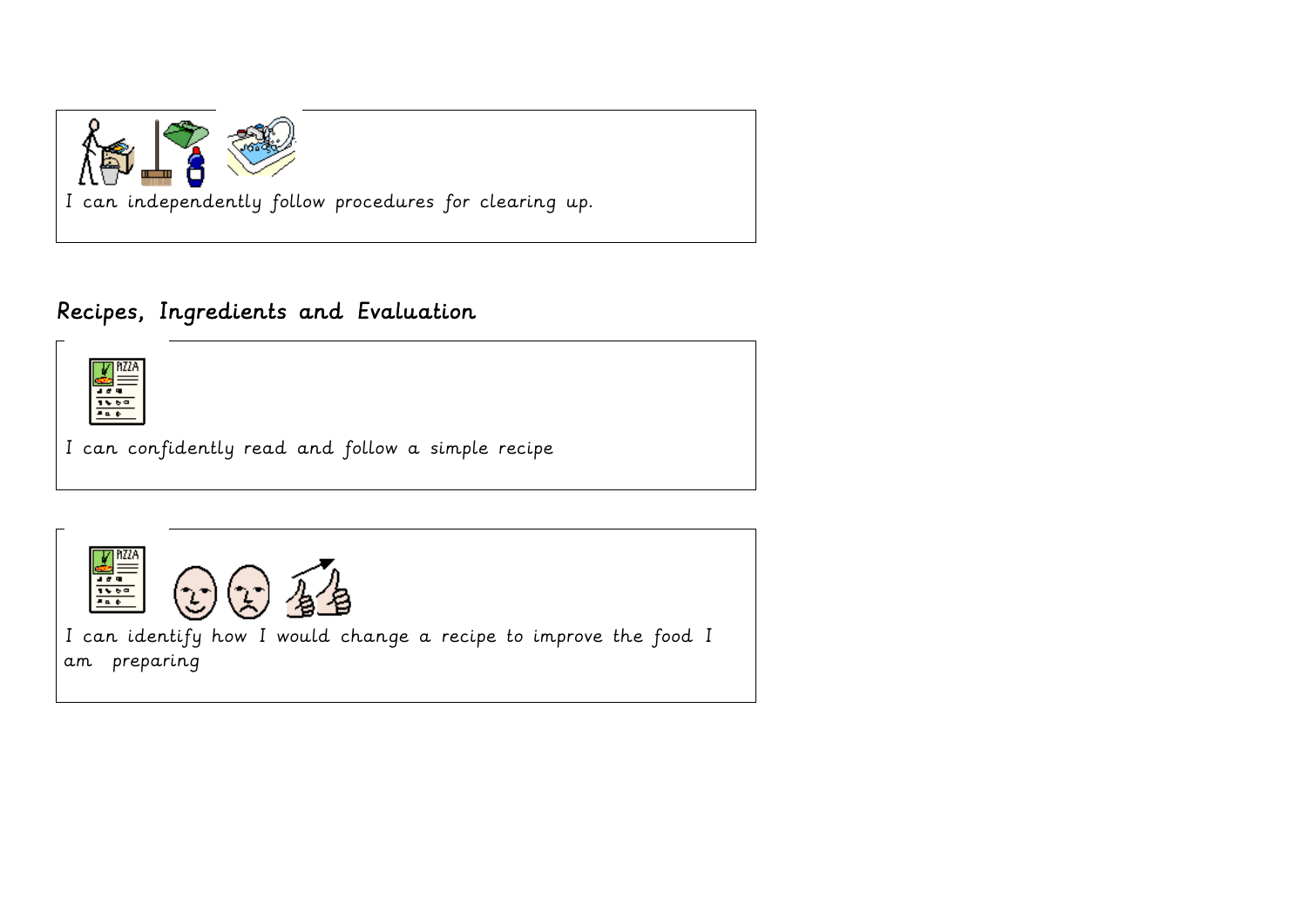I can independently follow procedures for clearing up.

## Recipes, Ingredients and Evaluation

I can confidently read and follow a simple recipe

I can identify how I would change a recipe to improve the food I am preparing